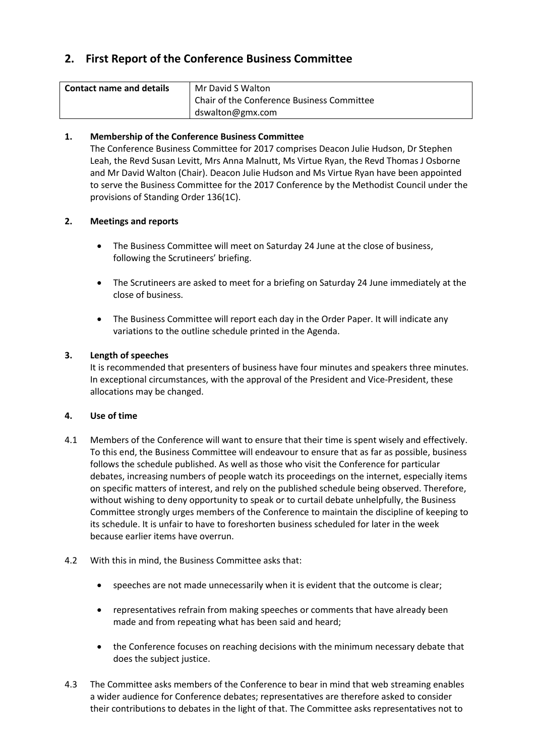## 2. First Report of the Conference Business Committee

| | |
|---|---|
| **Contact name and details** | Mr David S Walton<br>Chair of the Conference Business Committee<br>dswalton@gmx.com |

**1. Membership of the Conference Business Committee**

The Conference Business Committee for 2017 comprises Deacon Julie Hudson, Dr Stephen Leah, the Revd Susan Levitt, Mrs Anna Malnutt, Ms Virtue Ryan, the Revd Thomas J Osborne and Mr David Walton (Chair). Deacon Julie Hudson and Ms Virtue Ryan have been appointed to serve the Business Committee for the 2017 Conference by the Methodist Council under the provisions of Standing Order 136(1C).

**2. Meetings and reports**

- The Business Committee will meet on Saturday 24 June at the close of business, following the Scrutineers' briefing.
- The Scrutineers are asked to meet for a briefing on Saturday 24 June immediately at the close of business.
- The Business Committee will report each day in the Order Paper. It will indicate any variations to the outline schedule printed in the Agenda.

**3. Length of speeches**

It is recommended that presenters of business have four minutes and speakers three minutes. In exceptional circumstances, with the approval of the President and Vice-President, these allocations may be changed.

**4. Use of time**

4.1 Members of the Conference will want to ensure that their time is spent wisely and effectively. To this end, the Business Committee will endeavour to ensure that as far as possible, business follows the schedule published. As well as those who visit the Conference for particular debates, increasing numbers of people watch its proceedings on the internet, especially items on specific matters of interest, and rely on the published schedule being observed. Therefore, without wishing to deny opportunity to speak or to curtail debate unhelpfully, the Business Committee strongly urges members of the Conference to maintain the discipline of keeping to its schedule. It is unfair to have to foreshorten business scheduled for later in the week because earlier items have overrun.

4.2 With this in mind, the Business Committee asks that:

- speeches are not made unnecessarily when it is evident that the outcome is clear;
- representatives refrain from making speeches or comments that have already been made and from repeating what has been said and heard;
- the Conference focuses on reaching decisions with the minimum necessary debate that does the subject justice.

4.3 The Committee asks members of the Conference to bear in mind that web streaming enables a wider audience for Conference debates; representatives are therefore asked to consider their contributions to debates in the light of that. The Committee asks representatives not to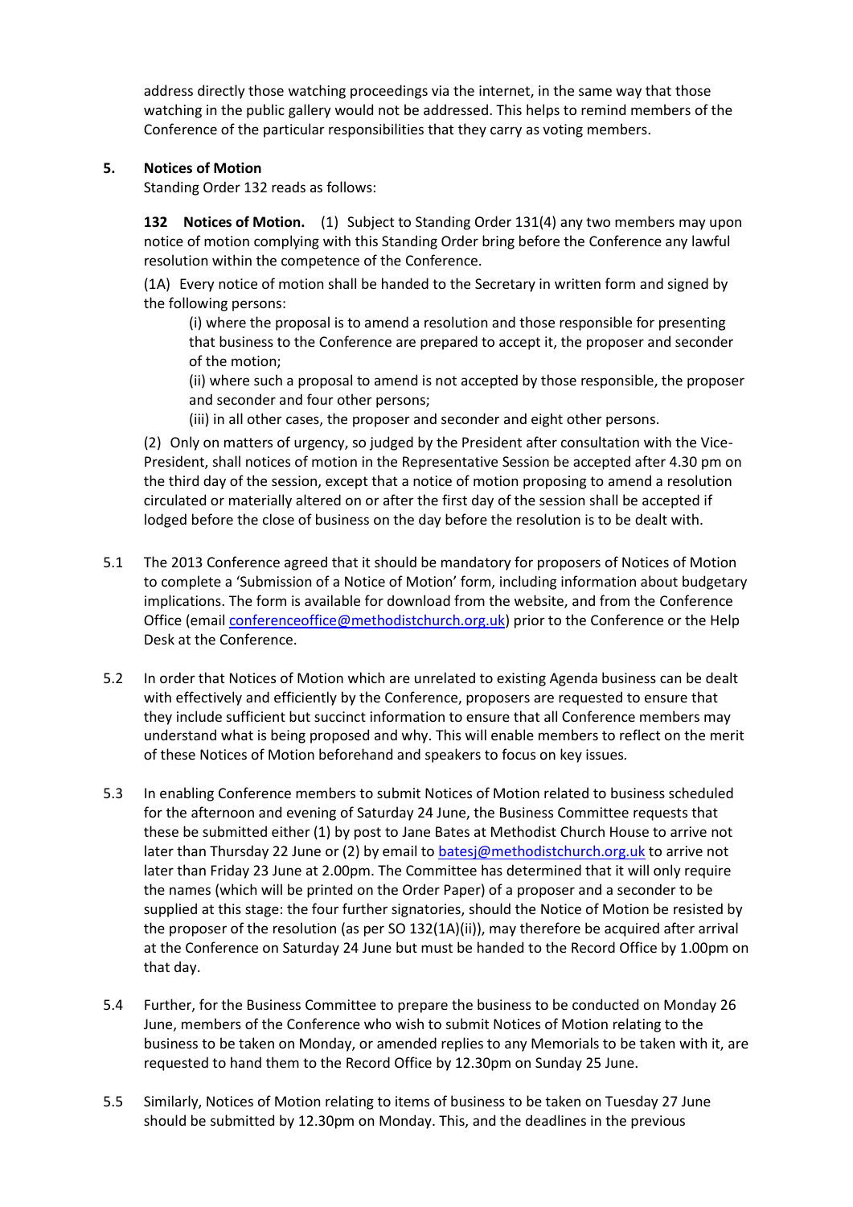address directly those watching proceedings via the internet, in the same way that those watching in the public gallery would not be addressed. This helps to remind members of the Conference of the particular responsibilities that they carry as voting members.

## 5. Notices of Motion

Standing Order 132 reads as follows:

> **132 Notices of Motion.** (1) Subject to Standing Order 131(4) any two members may upon notice of motion complying with this Standing Order bring before the Conference any lawful resolution within the competence of the Conference.
>
> (1A) Every notice of motion shall be handed to the Secretary in written form and signed by the following persons:
>
> (i) where the proposal is to amend a resolution and those responsible for presenting that business to the Conference are prepared to accept it, the proposer and seconder of the motion;
>
> (ii) where such a proposal to amend is not accepted by those responsible, the proposer and seconder and four other persons;
>
> (iii) in all other cases, the proposer and seconder and eight other persons.
>
> (2) Only on matters of urgency, so judged by the President after consultation with the Vice-President, shall notices of motion in the Representative Session be accepted after 4.30 pm on the third day of the session, except that a notice of motion proposing to amend a resolution circulated or materially altered on or after the first day of the session shall be accepted if lodged before the close of business on the day before the resolution is to be dealt with.

5.1 The 2013 Conference agreed that it should be mandatory for proposers of Notices of Motion to complete a 'Submission of a Notice of Motion' form, including information about budgetary implications. The form is available for download from the website, and from the Conference Office (email conferenceoffice@methodistchurch.org.uk) prior to the Conference or the Help Desk at the Conference.

5.2 In order that Notices of Motion which are unrelated to existing Agenda business can be dealt with effectively and efficiently by the Conference, proposers are requested to ensure that they include sufficient but succinct information to ensure that all Conference members may understand what is being proposed and why. This will enable members to reflect on the merit of these Notices of Motion beforehand and speakers to focus on key issues.

5.3 In enabling Conference members to submit Notices of Motion related to business scheduled for the afternoon and evening of Saturday 24 June, the Business Committee requests that these be submitted either (1) by post to Jane Bates at Methodist Church House to arrive not later than Thursday 22 June or (2) by email to batesj@methodistchurch.org.uk to arrive not later than Friday 23 June at 2.00pm. The Committee has determined that it will only require the names (which will be printed on the Order Paper) of a proposer and a seconder to be supplied at this stage: the four further signatories, should the Notice of Motion be resisted by the proposer of the resolution (as per SO 132(1A)(ii)), may therefore be acquired after arrival at the Conference on Saturday 24 June but must be handed to the Record Office by 1.00pm on that day.

5.4 Further, for the Business Committee to prepare the business to be conducted on Monday 26 June, members of the Conference who wish to submit Notices of Motion relating to the business to be taken on Monday, or amended replies to any Memorials to be taken with it, are requested to hand them to the Record Office by 12.30pm on Sunday 25 June.

5.5 Similarly, Notices of Motion relating to items of business to be taken on Tuesday 27 June should be submitted by 12.30pm on Monday. This, and the deadlines in the previous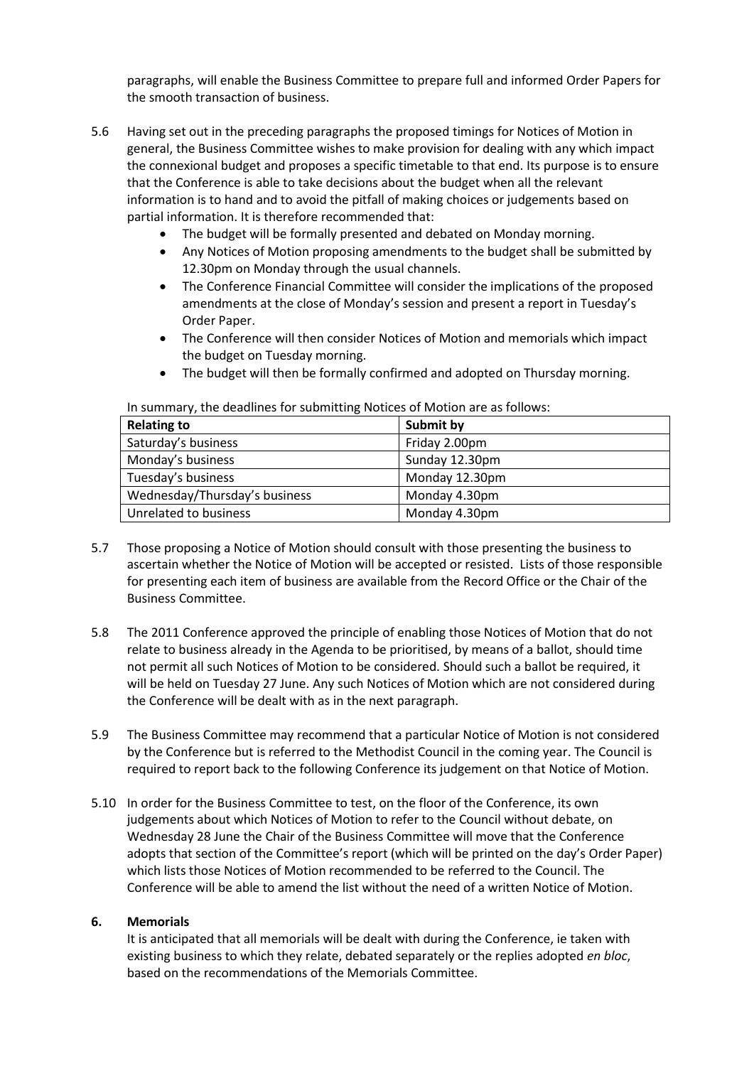paragraphs, will enable the Business Committee to prepare full and informed Order Papers for the smooth transaction of business.

5.6 Having set out in the preceding paragraphs the proposed timings for Notices of Motion in general, the Business Committee wishes to make provision for dealing with any which impact the connexional budget and proposes a specific timetable to that end. Its purpose is to ensure that the Conference is able to take decisions about the budget when all the relevant information is to hand and to avoid the pitfall of making choices or judgements based on partial information. It is therefore recommended that:

- The budget will be formally presented and debated on Monday morning.
- Any Notices of Motion proposing amendments to the budget shall be submitted by 12.30pm on Monday through the usual channels.
- The Conference Financial Committee will consider the implications of the proposed amendments at the close of Monday's session and present a report in Tuesday's Order Paper.
- The Conference will then consider Notices of Motion and memorials which impact the budget on Tuesday morning.
- The budget will then be formally confirmed and adopted on Thursday morning.

In summary, the deadlines for submitting Notices of Motion are as follows:

| Relating to | Submit by |
|---|---|
| Saturday's business | Friday 2.00pm |
| Monday's business | Sunday 12.30pm |
| Tuesday's business | Monday 12.30pm |
| Wednesday/Thursday's business | Monday 4.30pm |
| Unrelated to business | Monday 4.30pm |

5.7 Those proposing a Notice of Motion should consult with those presenting the business to ascertain whether the Notice of Motion will be accepted or resisted. Lists of those responsible for presenting each item of business are available from the Record Office or the Chair of the Business Committee.

5.8 The 2011 Conference approved the principle of enabling those Notices of Motion that do not relate to business already in the Agenda to be prioritised, by means of a ballot, should time not permit all such Notices of Motion to be considered. Should such a ballot be required, it will be held on Tuesday 27 June. Any such Notices of Motion which are not considered during the Conference will be dealt with as in the next paragraph.

5.9 The Business Committee may recommend that a particular Notice of Motion is not considered by the Conference but is referred to the Methodist Council in the coming year. The Council is required to report back to the following Conference its judgement on that Notice of Motion.

5.10 In order for the Business Committee to test, on the floor of the Conference, its own judgements about which Notices of Motion to refer to the Council without debate, on Wednesday 28 June the Chair of the Business Committee will move that the Conference adopts that section of the Committee's report (which will be printed on the day's Order Paper) which lists those Notices of Motion recommended to be referred to the Council. The Conference will be able to amend the list without the need of a written Notice of Motion.

## 6. Memorials

It is anticipated that all memorials will be dealt with during the Conference, ie taken with existing business to which they relate, debated separately or the replies adopted *en bloc*, based on the recommendations of the Memorials Committee.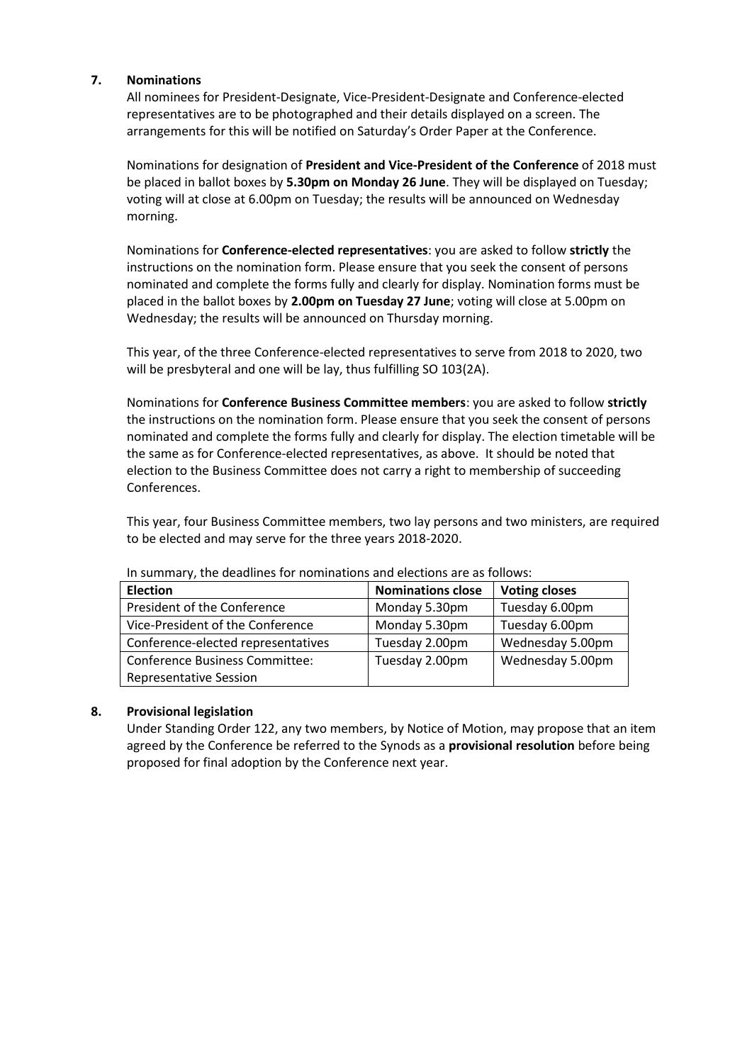## 7. Nominations

All nominees for President-Designate, Vice-President-Designate and Conference-elected representatives are to be photographed and their details displayed on a screen. The arrangements for this will be notified on Saturday's Order Paper at the Conference.

Nominations for designation of **President and Vice-President of the Conference** of 2018 must be placed in ballot boxes by **5.30pm on Monday 26 June**. They will be displayed on Tuesday; voting will at close at 6.00pm on Tuesday; the results will be announced on Wednesday morning.

Nominations for **Conference-elected representatives**: you are asked to follow **strictly** the instructions on the nomination form. Please ensure that you seek the consent of persons nominated and complete the forms fully and clearly for display. Nomination forms must be placed in the ballot boxes by **2.00pm on Tuesday 27 June**; voting will close at 5.00pm on Wednesday; the results will be announced on Thursday morning.

This year, of the three Conference-elected representatives to serve from 2018 to 2020, two will be presbyteral and one will be lay, thus fulfilling SO 103(2A).

Nominations for **Conference Business Committee members**: you are asked to follow **strictly** the instructions on the nomination form. Please ensure that you seek the consent of persons nominated and complete the forms fully and clearly for display. The election timetable will be the same as for Conference-elected representatives, as above. It should be noted that election to the Business Committee does not carry a right to membership of succeeding Conferences.

This year, four Business Committee members, two lay persons and two ministers, are required to be elected and may serve for the three years 2018-2020.

In summary, the deadlines for nominations and elections are as follows:

| Election | Nominations close | Voting closes |
|---|---|---|
| President of the Conference | Monday 5.30pm | Tuesday 6.00pm |
| Vice-President of the Conference | Monday 5.30pm | Tuesday 6.00pm |
| Conference-elected representatives | Tuesday 2.00pm | Wednesday 5.00pm |
| Conference Business Committee: Representative Session | Tuesday 2.00pm | Wednesday 5.00pm |

## 8. Provisional legislation

Under Standing Order 122, any two members, by Notice of Motion, may propose that an item agreed by the Conference be referred to the Synods as a **provisional resolution** before being proposed for final adoption by the Conference next year.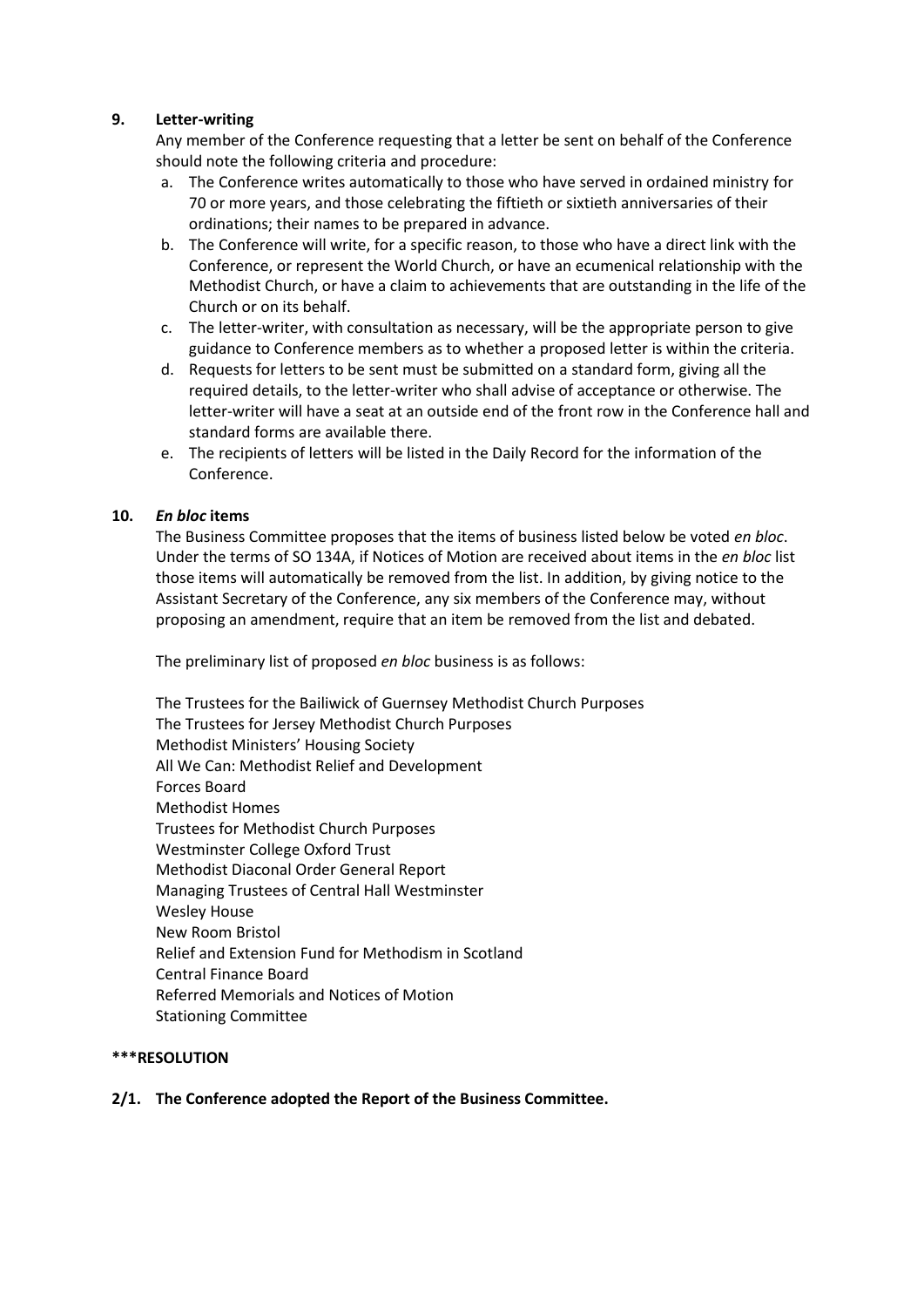**9. Letter-writing**

Any member of the Conference requesting that a letter be sent on behalf of the Conference should note the following criteria and procedure:

a. The Conference writes automatically to those who have served in ordained ministry for 70 or more years, and those celebrating the fiftieth or sixtieth anniversaries of their ordinations; their names to be prepared in advance.
b. The Conference will write, for a specific reason, to those who have a direct link with the Conference, or represent the World Church, or have an ecumenical relationship with the Methodist Church, or have a claim to achievements that are outstanding in the life of the Church or on its behalf.
c. The letter-writer, with consultation as necessary, will be the appropriate person to give guidance to Conference members as to whether a proposed letter is within the criteria.
d. Requests for letters to be sent must be submitted on a standard form, giving all the required details, to the letter-writer who shall advise of acceptance or otherwise. The letter-writer will have a seat at an outside end of the front row in the Conference hall and standard forms are available there.
e. The recipients of letters will be listed in the Daily Record for the information of the Conference.

**10. *En bloc* items**

The Business Committee proposes that the items of business listed below be voted *en bloc*. Under the terms of SO 134A, if Notices of Motion are received about items in the *en bloc* list those items will automatically be removed from the list. In addition, by giving notice to the Assistant Secretary of the Conference, any six members of the Conference may, without proposing an amendment, require that an item be removed from the list and debated.

The preliminary list of proposed *en bloc* business is as follows:

The Trustees for the Bailiwick of Guernsey Methodist Church Purposes
The Trustees for Jersey Methodist Church Purposes
Methodist Ministers' Housing Society
All We Can: Methodist Relief and Development
Forces Board
Methodist Homes
Trustees for Methodist Church Purposes
Westminster College Oxford Trust
Methodist Diaconal Order General Report
Managing Trustees of Central Hall Westminster
Wesley House
New Room Bristol
Relief and Extension Fund for Methodism in Scotland
Central Finance Board
Referred Memorials and Notices of Motion
Stationing Committee

**\*\*\*RESOLUTION**

**2/1. The Conference adopted the Report of the Business Committee.**